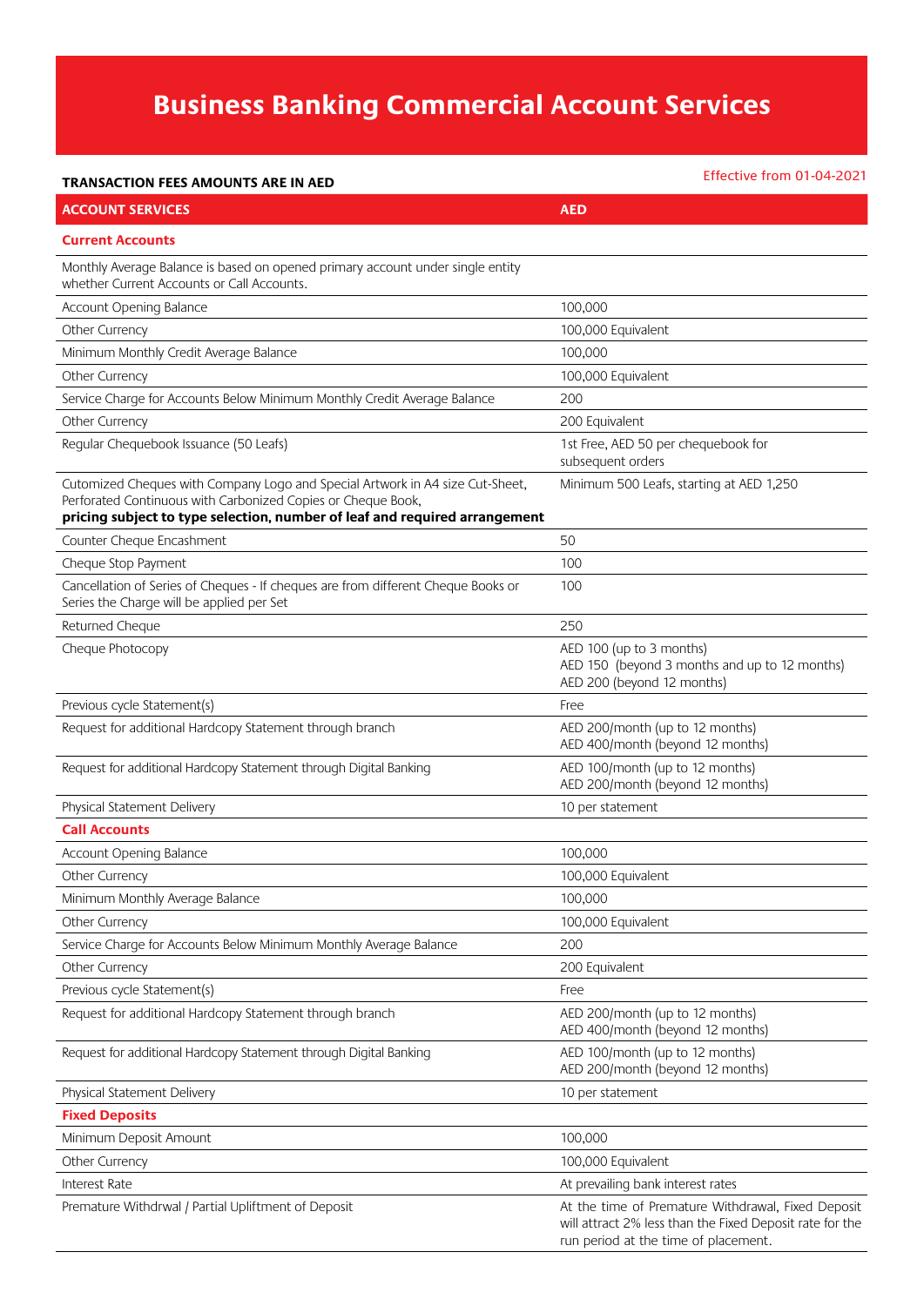# Business Banking Commercial Account Services

**TRANSACTION FEES AMOUNTS ARE IN AED**

Effective from 01-04-2021

| ACCOUNT SERVICES | AED |
|---|---|
| **Current Accounts** | |
| Monthly Average Balance is based on opened primary account under single entity whether Current Accounts or Call Accounts. | |
| Account Opening Balance | 100,000 |
| Other Currency | 100,000 Equivalent |
| Minimum Monthly Credit Average Balance | 100,000 |
| Other Currency | 100,000 Equivalent |
| Service Charge for Accounts Below Minimum Monthly Credit Average Balance | 200 |
| Other Currency | 200 Equivalent |
| Regular Chequebook Issuance (50 Leafs) | 1st Free, AED 50 per chequebook for subsequent orders |
| Cutomized Cheques with Company Logo and Special Artwork in A4 size Cut-Sheet, Perforated Continuous with Carbonized Copies or Cheque Book, **pricing subject to type selection, number of leaf and required arrangement** | Minimum 500 Leafs, starting at AED 1,250 |
| Counter Cheque Encashment | 50 |
| Cheque Stop Payment | 100 |
| Cancellation of Series of Cheques - If cheques are from different Cheque Books or Series the Charge will be applied per Set | 100 |
| Returned Cheque | 250 |
| Cheque Photocopy | AED 100 (up to 3 months)<br>AED 150 (beyond 3 months and up to 12 months)<br>AED 200 (beyond 12 months) |
| Previous cycle Statement(s) | Free |
| Request for additional Hardcopy Statement through branch | AED 200/month (up to 12 months)<br>AED 400/month (beyond 12 months) |
| Request for additional Hardcopy Statement through Digital Banking | AED 100/month (up to 12 months)<br>AED 200/month (beyond 12 months) |
| Physical Statement Delivery | 10 per statement |
| **Call Accounts** | |
| Account Opening Balance | 100,000 |
| Other Currency | 100,000 Equivalent |
| Minimum Monthly Average Balance | 100,000 |
| Other Currency | 100,000 Equivalent |
| Service Charge for Accounts Below Minimum Monthly Average Balance | 200 |
| Other Currency | 200 Equivalent |
| Previous cycle Statement(s) | Free |
| Request for additional Hardcopy Statement through branch | AED 200/month (up to 12 months)<br>AED 400/month (beyond 12 months) |
| Request for additional Hardcopy Statement through Digital Banking | AED 100/month (up to 12 months)<br>AED 200/month (beyond 12 months) |
| Physical Statement Delivery | 10 per statement |
| **Fixed Deposits** | |
| Minimum Deposit Amount | 100,000 |
| Other Currency | 100,000 Equivalent |
| Interest Rate | At prevailing bank interest rates |
| Premature Withdrwal / Partial Upliftment of Deposit | At the time of Premature Withdrawal, Fixed Deposit will attract 2% less than the Fixed Deposit rate for the run period at the time of placement. |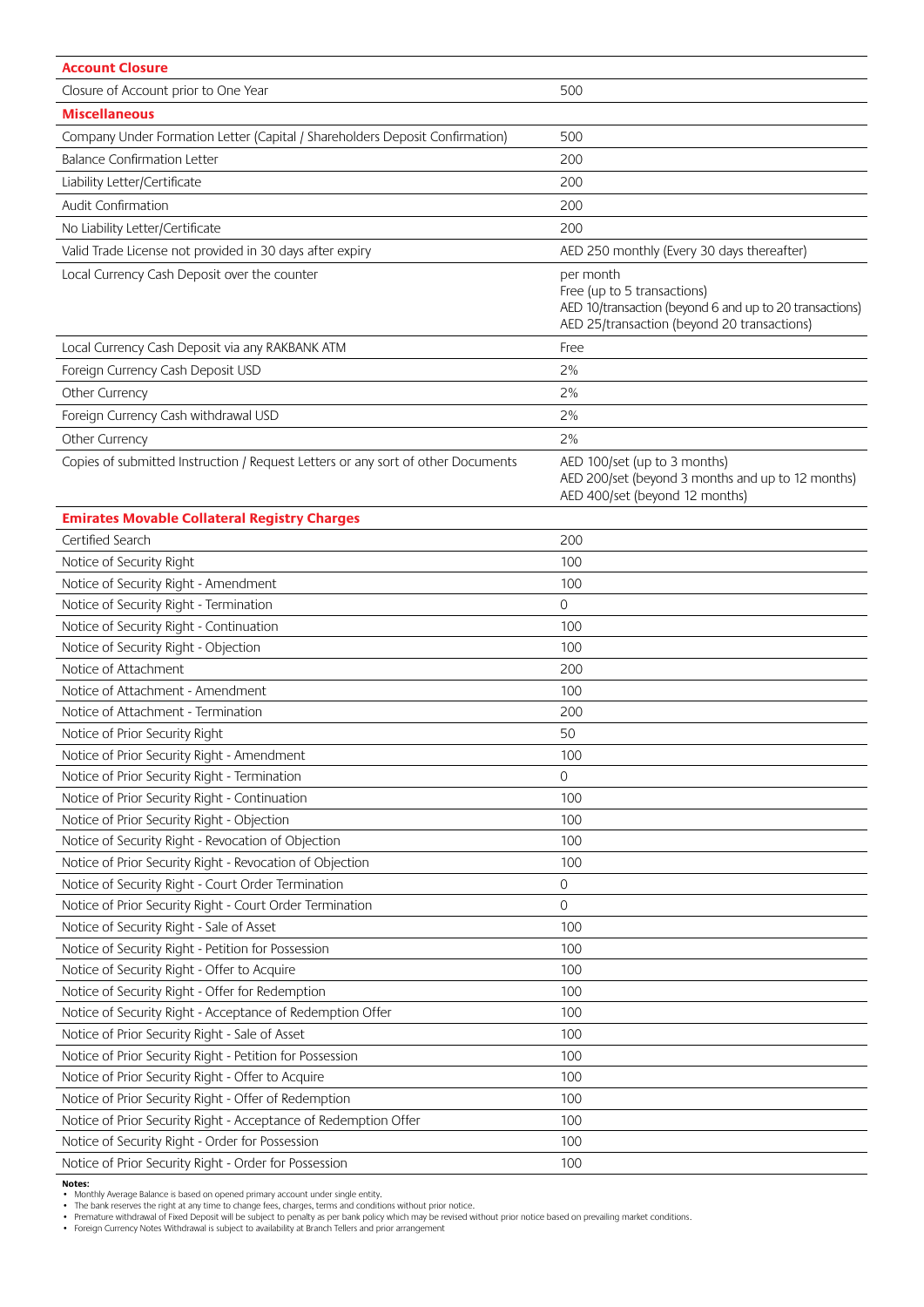| **Account Closure** | |
|---|---|
| Closure of Account prior to One Year | 500 |
| **Miscellaneous** | |
| Company Under Formation Letter (Capital / Shareholders Deposit Confirmation) | 500 |
| Balance Confirmation Letter | 200 |
| Liability Letter/Certificate | 200 |
| Audit Confirmation | 200 |
| No Liability Letter/Certificate | 200 |
| Valid Trade License not provided in 30 days after expiry | AED 250 monthly (Every 30 days thereafter) |
| Local Currency Cash Deposit over the counter | per month<br>Free (up to 5 transactions)<br>AED 10/transaction (beyond 6 and up to 20 transactions)<br>AED 25/transaction (beyond 20 transactions) |
| Local Currency Cash Deposit via any RAKBANK ATM | Free |
| Foreign Currency Cash Deposit USD | 2% |
| Other Currency | 2% |
| Foreign Currency Cash withdrawal USD | 2% |
| Other Currency | 2% |
| Copies of submitted Instruction / Request Letters or any sort of other Documents | AED 100/set (up to 3 months)<br>AED 200/set (beyond 3 months and up to 12 months)<br>AED 400/set (beyond 12 months) |
| **Emirates Movable Collateral Registry Charges** | |
| Certified Search | 200 |
| Notice of Security Right | 100 |
| Notice of Security Right - Amendment | 100 |
| Notice of Security Right - Termination | 0 |
| Notice of Security Right - Continuation | 100 |
| Notice of Security Right - Objection | 100 |
| Notice of Attachment | 200 |
| Notice of Attachment - Amendment | 100 |
| Notice of Attachment - Termination | 200 |
| Notice of Prior Security Right | 50 |
| Notice of Prior Security Right - Amendment | 100 |
| Notice of Prior Security Right - Termination | 0 |
| Notice of Prior Security Right - Continuation | 100 |
| Notice of Prior Security Right - Objection | 100 |
| Notice of Security Right - Revocation of Objection | 100 |
| Notice of Prior Security Right - Revocation of Objection | 100 |
| Notice of Security Right - Court Order Termination | 0 |
| Notice of Prior Security Right - Court Order Termination | 0 |
| Notice of Security Right - Sale of Asset | 100 |
| Notice of Security Right - Petition for Possession | 100 |
| Notice of Security Right - Offer to Acquire | 100 |
| Notice of Security Right - Offer for Redemption | 100 |
| Notice of Security Right - Acceptance of Redemption Offer | 100 |
| Notice of Prior Security Right - Sale of Asset | 100 |
| Notice of Prior Security Right - Petition for Possession | 100 |
| Notice of Prior Security Right - Offer to Acquire | 100 |
| Notice of Prior Security Right - Offer of Redemption | 100 |
| Notice of Prior Security Right - Acceptance of Redemption Offer | 100 |
| Notice of Security Right - Order for Possession | 100 |
| Notice of Prior Security Right - Order for Possession | 100 |

**Notes:**

- Monthly Average Balance is based on opened primary account under single entity.
- The bank reserves the right at any time to change fees, charges, terms and conditions without prior notice.
- Premature withdrawal of Fixed Deposit will be subject to penalty as per bank policy which may be revised without prior notice based on prevailing market conditions.
- Foreign Currency Notes Withdrawal is subject to availability at Branch Tellers and prior arrangement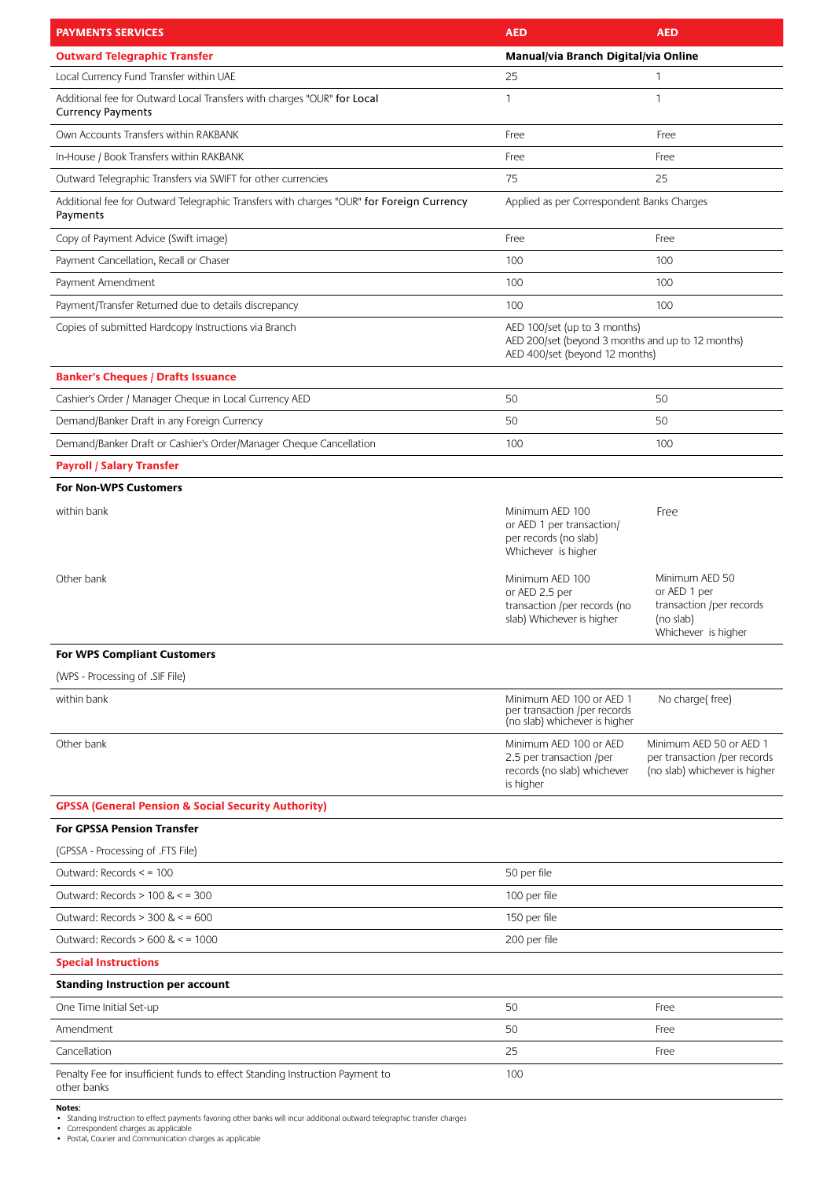| PAYMENTS SERVICES | AED | AED |
|---|---|---|
| **Outward Telegraphic Transfer** | **Manual/via Branch** | **Digital/via Online** |
| Local Currency Fund Transfer within UAE | 25 | 1 |
| Additional fee for Outward Local Transfers with charges "OUR" **for Local Currency Payments** | 1 | 1 |
| Own Accounts Transfers within RAKBANK | Free | Free |
| In-House / Book Transfers within RAKBANK | Free | Free |
| Outward Telegraphic Transfers via SWIFT for other currencies | 75 | 25 |
| Additional fee for Outward Telegraphic Transfers with charges "OUR" **for Foreign Currency Payments** | Applied as per Correspondent Banks Charges | |
| Copy of Payment Advice (Swift image) | Free | Free |
| Payment Cancellation, Recall or Chaser | 100 | 100 |
| Payment Amendment | 100 | 100 |
| Payment/Transfer Returned due to details discrepancy | 100 | 100 |
| Copies of submitted Hardcopy Instructions via Branch | AED 100/set (up to 3 months)<br>AED 200/set (beyond 3 months and up to 12 months)<br>AED 400/set (beyond 12 months) | |
| **Banker's Cheques / Drafts Issuance** | | |
| Cashier's Order / Manager Cheque in Local Currency AED | 50 | 50 |
| Demand/Banker Draft in any Foreign Currency | 50 | 50 |
| Demand/Banker Draft or Cashier's Order/Manager Cheque Cancellation | 100 | 100 |
| **Payroll / Salary Transfer** | | |
| **For Non-WPS Customers** | | |
| within bank | Minimum AED 100 or AED 1 per transaction/ per records (no slab) Whichever is higher | Free |
| Other bank | Minimum AED 100 or AED 2.5 per transaction /per records (no slab) Whichever is higher | Minimum AED 50 or AED 1 per transaction /per records (no slab) Whichever is higher |
| **For WPS Compliant Customers** | | |
| (WPS - Processing of .SIF File) | | |
| within bank | Minimum AED 100 or AED 1 per transaction /per records (no slab) whichever is higher | No charge( free) |
| Other bank | Minimum AED 100 or AED 2.5 per transaction /per records (no slab) whichever is higher | Minimum AED 50 or AED 1 per transaction /per records (no slab) whichever is higher |
| **GPSSA (General Pension & Social Security Authority)** | | |
| **For GPSSA Pension Transfer** | | |
| (GPSSA - Processing of .FTS File) | | |
| Outward: Records < = 100 | 50 per file | |
| Outward: Records > 100 & < = 300 | 100 per file | |
| Outward: Records > 300 & < = 600 | 150 per file | |
| Outward: Records > 600 & < = 1000 | 200 per file | |
| **Special Instructions** | | |
| **Standing Instruction per account** | | |
| One Time Initial Set-up | 50 | Free |
| Amendment | 50 | Free |
| Cancellation | 25 | Free |
| Penalty Fee for insufficient funds to effect Standing Instruction Payment to other banks | 100 | |

**Notes:**

- Standing Instruction to effect payments favoring other banks will incur additional outward telegraphic transfer charges
- Correspondent charges as applicable
- Postal, Courier and Communication charges as applicable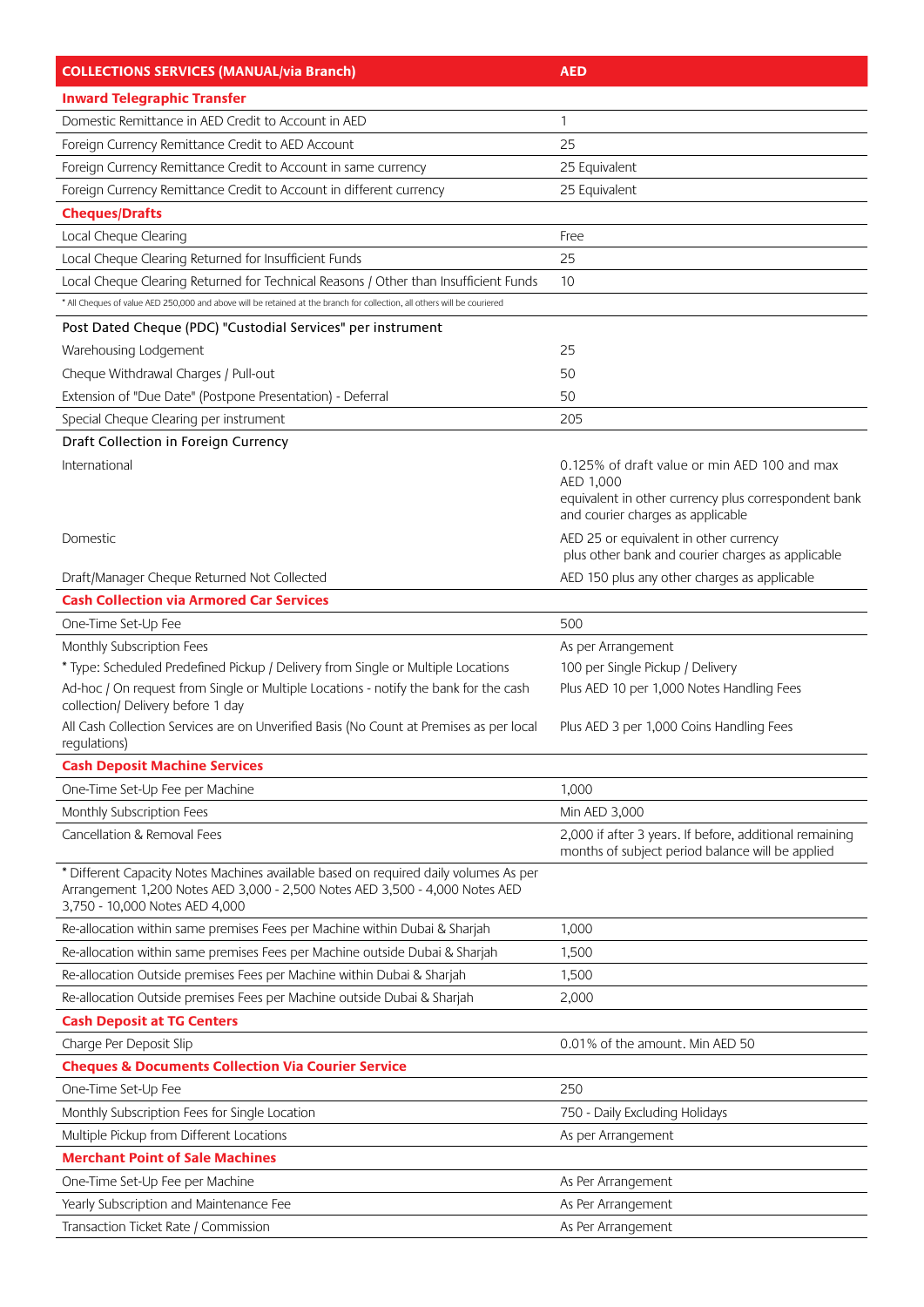| COLLECTIONS SERVICES (MANUAL/via Branch) | AED |
|---|---|
| **Inward Telegraphic Transfer** | |
| Domestic Remittance in AED Credit to Account in AED | 1 |
| Foreign Currency Remittance Credit to AED Account | 25 |
| Foreign Currency Remittance Credit to Account in same currency | 25 Equivalent |
| Foreign Currency Remittance Credit to Account in different currency | 25 Equivalent |
| **Cheques/Drafts** | |
| Local Cheque Clearing | Free |
| Local Cheque Clearing Returned for Insufficient Funds | 25 |
| Local Cheque Clearing Returned for Technical Reasons / Other than Insufficient Funds | 10 |
| * All Cheques of value AED 250,000 and above will be retained at the branch for collection, all others will be couriered | |
| Post Dated Cheque (PDC) "Custodial Services" per instrument | |
| Warehousing Lodgement | 25 |
| Cheque Withdrawal Charges / Pull-out | 50 |
| Extension of "Due Date" (Postpone Presentation) - Deferral | 50 |
| Special Cheque Clearing per instrument | 205 |
| Draft Collection in Foreign Currency | |
| International | 0.125% of draft value or min AED 100 and max AED 1,000 equivalent in other currency plus correspondent bank and courier charges as applicable |
| Domestic | AED 25 or equivalent in other currency plus other bank and courier charges as applicable |
| Draft/Manager Cheque Returned Not Collected | AED 150 plus any other charges as applicable |
| **Cash Collection via Armored Car Services** | |
| One-Time Set-Up Fee | 500 |
| Monthly Subscription Fees | As per Arrangement |
| * Type: Scheduled Predefined Pickup / Delivery from Single or Multiple Locations | 100 per Single Pickup / Delivery |
| Ad-hoc / On request from Single or Multiple Locations - notify the bank for the cash collection/ Delivery before 1 day | Plus AED 10 per 1,000 Notes Handling Fees |
| All Cash Collection Services are on Unverified Basis (No Count at Premises as per local regulations) | Plus AED 3 per 1,000 Coins Handling Fees |
| **Cash Deposit Machine Services** | |
| One-Time Set-Up Fee per Machine | 1,000 |
| Monthly Subscription Fees | Min AED 3,000 |
| Cancellation & Removal Fees | 2,000 if after 3 years. If before, additional remaining months of subject period balance will be applied |
| * Different Capacity Notes Machines available based on required daily volumes As per Arrangement 1,200 Notes AED 3,000 - 2,500 Notes AED 3,500 - 4,000 Notes AED 3,750 - 10,000 Notes AED 4,000 | |
| Re-allocation within same premises Fees per Machine within Dubai & Sharjah | 1,000 |
| Re-allocation within same premises Fees per Machine outside Dubai & Sharjah | 1,500 |
| Re-allocation Outside premises Fees per Machine within Dubai & Sharjah | 1,500 |
| Re-allocation Outside premises Fees per Machine outside Dubai & Sharjah | 2,000 |
| **Cash Deposit at TG Centers** | |
| Charge Per Deposit Slip | 0.01% of the amount. Min AED 50 |
| **Cheques & Documents Collection Via Courier Service** | |
| One-Time Set-Up Fee | 250 |
| Monthly Subscription Fees for Single Location | 750 - Daily Excluding Holidays |
| Multiple Pickup from Different Locations | As per Arrangement |
| **Merchant Point of Sale Machines** | |
| One-Time Set-Up Fee per Machine | As Per Arrangement |
| Yearly Subscription and Maintenance Fee | As Per Arrangement |
| Transaction Ticket Rate / Commission | As Per Arrangement |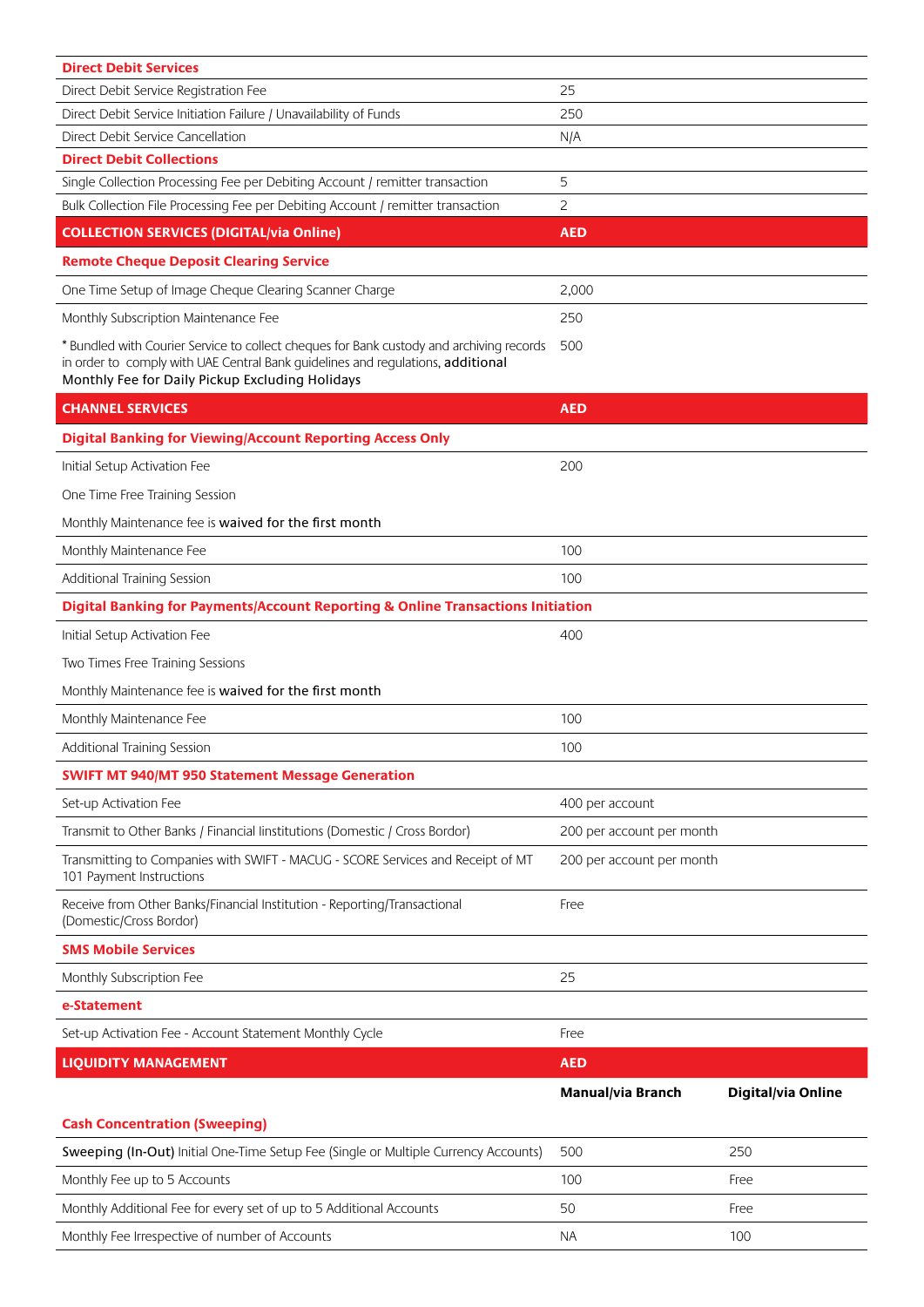| **Direct Debit Services** | | |
|---|---|---|
| Direct Debit Service Registration Fee | 25 | |
| Direct Debit Service Initiation Failure / Unavailability of Funds | 250 | |
| Direct Debit Service Cancellation | N/A | |
| **Direct Debit Collections** | | |
| Single Collection Processing Fee per Debiting Account / remitter transaction | 5 | |
| Bulk Collection File Processing Fee per Debiting Account / remitter transaction | 2 | |
| **COLLECTION SERVICES (DIGITAL/via Online)** | **AED** | |
| **Remote Cheque Deposit Clearing Service** | | |
| One Time Setup of Image Cheque Clearing Scanner Charge | 2,000 | |
| Monthly Subscription Maintenance Fee | 250 | |
| * Bundled with Courier Service to collect cheques for Bank custody and archiving records in order to comply with UAE Central Bank guidelines and regulations, additional Monthly Fee for Daily Pickup Excluding Holidays | 500 | |
| **CHANNEL SERVICES** | **AED** | |
| **Digital Banking for Viewing/Account Reporting Access Only** | | |
| Initial Setup Activation Fee<br>One Time Free Training Session<br>Monthly Maintenance fee is waived for the first month | 200 | |
| Monthly Maintenance Fee | 100 | |
| Additional Training Session | 100 | |
| **Digital Banking for Payments/Account Reporting & Online Transactions Initiation** | | |
| Initial Setup Activation Fee<br>Two Times Free Training Sessions<br>Monthly Maintenance fee is waived for the first month | 400 | |
| Monthly Maintenance Fee | 100 | |
| Additional Training Session | 100 | |
| **SWIFT MT 940/MT 950 Statement Message Generation** | | |
| Set-up Activation Fee | 400 per account | |
| Transmit to Other Banks / Financial Iinstitutions (Domestic / Cross Bordor) | 200 per account per month | |
| Transmitting to Companies with SWIFT - MACUG - SCORE Services and Receipt of MT 101 Payment Instructions | 200 per account per month | |
| Receive from Other Banks/Financial Institution - Reporting/Transactional (Domestic/Cross Bordor) | Free | |
| **SMS Mobile Services** | | |
| Monthly Subscription Fee | 25 | |
| **e-Statement** | | |
| Set-up Activation Fee - Account Statement Monthly Cycle | Free | |
| **LIQUIDITY MANAGEMENT** | **AED** | |
| | **Manual/via Branch** | **Digital/via Online** |
| **Cash Concentration (Sweeping)** | | |
| Sweeping (In-Out) Initial One-Time Setup Fee (Single or Multiple Currency Accounts) | 500 | 250 |
| Monthly Fee up to 5 Accounts | 100 | Free |
| Monthly Additional Fee for every set of up to 5 Additional Accounts | 50 | Free |
| Monthly Fee Irrespective of number of Accounts | NA | 100 |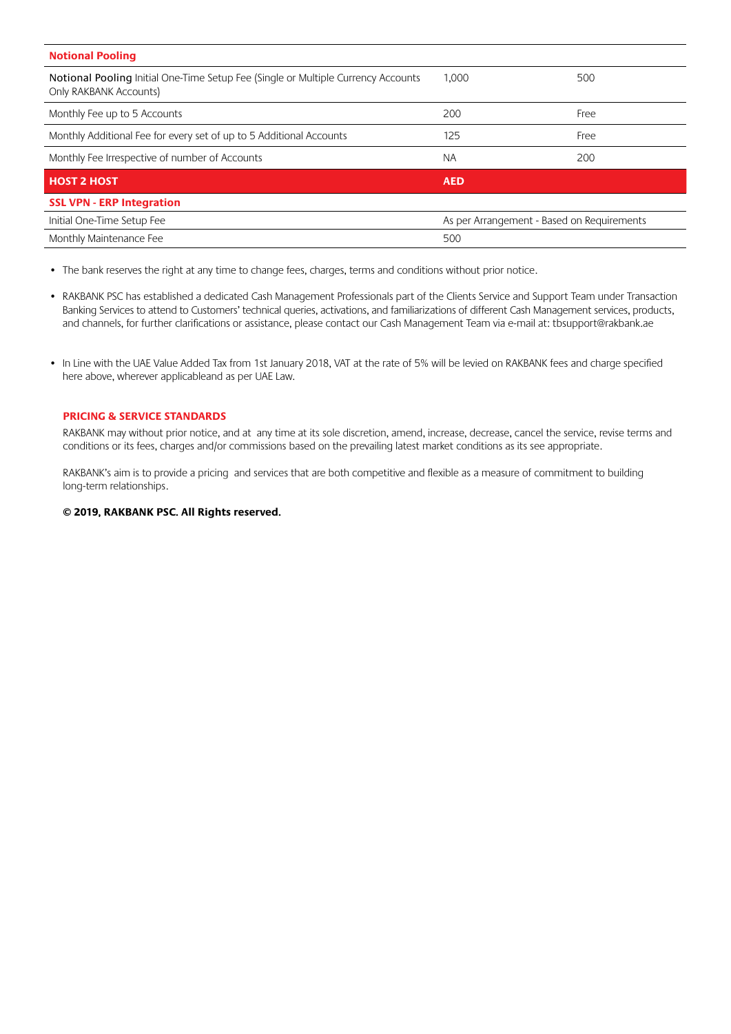| | | |
|---|---|---|
| **Notional Pooling** | | |
| Notional Pooling Initial One-Time Setup Fee (Single or Multiple Currency Accounts Only RAKBANK Accounts) | 1,000 | 500 |
| Monthly Fee up to 5 Accounts | 200 | Free |
| Monthly Additional Fee for every set of up to 5 Additional Accounts | 125 | Free |
| Monthly Fee Irrespective of number of Accounts | NA | 200 |
| **HOST 2 HOST** | **AED** | |
| **SSL VPN - ERP Integration** | | |
| Initial One-Time Setup Fee | As per Arrangement - Based on Requirements | |
| Monthly Maintenance Fee | 500 | |

- The bank reserves the right at any time to change fees, charges, terms and conditions without prior notice.
- RAKBANK PSC has established a dedicated Cash Management Professionals part of the Clients Service and Support Team under Transaction Banking Services to attend to Customers' technical queries, activations, and familiarizations of different Cash Management services, products, and channels, for further clarifications or assistance, please contact our Cash Management Team via e-mail at: tbsupport@rakbank.ae
- In Line with the UAE Value Added Tax from 1st January 2018, VAT at the rate of 5% will be levied on RAKBANK fees and charge specified here above, wherever applicableand as per UAE Law.

## PRICING & SERVICE STANDARDS

RAKBANK may without prior notice, and at any time at its sole discretion, amend, increase, decrease, cancel the service, revise terms and conditions or its fees, charges and/or commissions based on the prevailing latest market conditions as its see appropriate.

RAKBANK's aim is to provide a pricing and services that are both competitive and flexible as a measure of commitment to building long-term relationships.

**© 2019, RAKBANK PSC. All Rights reserved.**